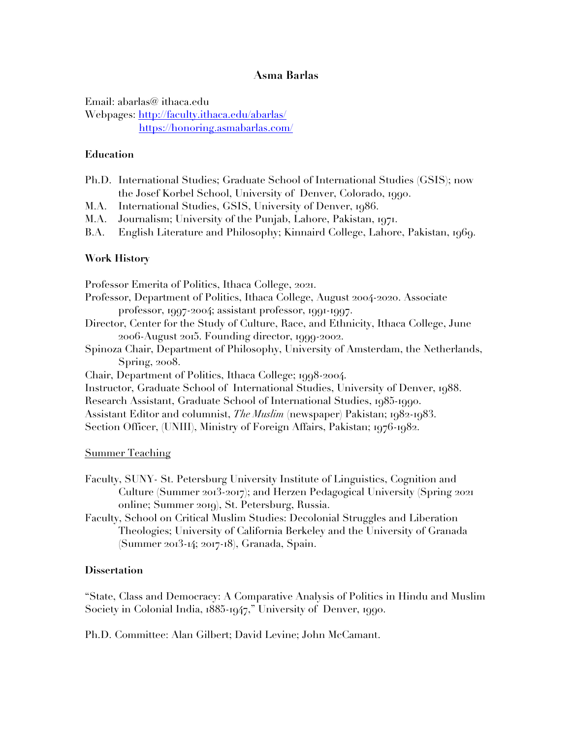# Asma Barlas

Email: abarlas@ ithaca.edu
Webpages: http://faculty.ithaca.edu/abarlas/
https://honoring.asmabarlas.com/

## Education

Ph.D. International Studies; Graduate School of International Studies (GSIS); now the Josef Korbel School, University of Denver, Colorado, 1990.
M.A. International Studies, GSIS, University of Denver, 1986.
M.A. Journalism; University of the Punjab, Lahore, Pakistan, 1971.
B.A. English Literature and Philosophy; Kinnaird College, Lahore, Pakistan, 1969.

## Work History

Professor Emerita of Politics, Ithaca College, 2021.
Professor, Department of Politics, Ithaca College, August 2004-2020. Associate professor, 1997-2004; assistant professor, 1991-1997.
Director, Center for the Study of Culture, Race, and Ethnicity, Ithaca College, June 2006-August 2015. Founding director, 1999-2002.
Spinoza Chair, Department of Philosophy, University of Amsterdam, the Netherlands, Spring, 2008.
Chair, Department of Politics, Ithaca College; 1998-2004.
Instructor, Graduate School of International Studies, University of Denver, 1988.
Research Assistant, Graduate School of International Studies, 1985-1990.
Assistant Editor and columnist, *The Muslim* (newspaper) Pakistan; 1982-1983.
Section Officer, (UNIII), Ministry of Foreign Affairs, Pakistan; 1976-1982.

Summer Teaching

Faculty, SUNY- St. Petersburg University Institute of Linguistics, Cognition and Culture (Summer 2013-2017); and Herzen Pedagogical University (Spring 2021 online; Summer 2019), St. Petersburg, Russia.
Faculty, School on Critical Muslim Studies: Decolonial Struggles and Liberation Theologies; University of California Berkeley and the University of Granada (Summer 2013-14; 2017-18), Granada, Spain.

## Dissertation

"State, Class and Democracy: A Comparative Analysis of Politics in Hindu and Muslim Society in Colonial India, 1885-1947," University of Denver, 1990.

Ph.D. Committee: Alan Gilbert; David Levine; John McCamant.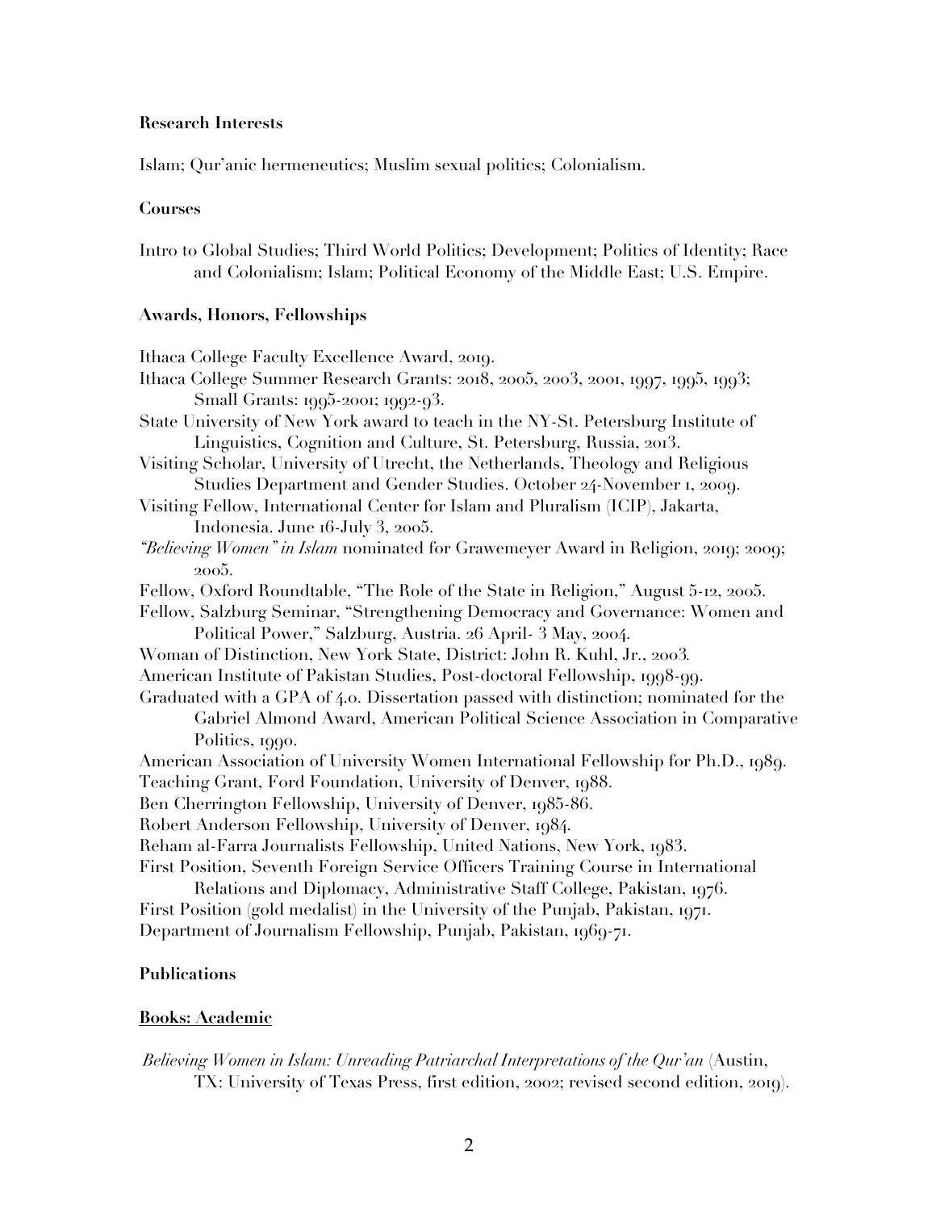**Research Interests**

Islam; Qur'anic hermeneutics; Muslim sexual politics; Colonialism.

**Courses**

Intro to Global Studies; Third World Politics; Development; Politics of Identity; Race and Colonialism; Islam; Political Economy of the Middle East; U.S. Empire.

**Awards, Honors, Fellowships**

Ithaca College Faculty Excellence Award, 2019.

Ithaca College Summer Research Grants: 2018, 2005, 2003, 2001, 1997, 1995, 1993; Small Grants: 1995-2001; 1992-93.

State University of New York award to teach in the NY-St. Petersburg Institute of Linguistics, Cognition and Culture, St. Petersburg, Russia, 2013.

Visiting Scholar, University of Utrecht, the Netherlands, Theology and Religious Studies Department and Gender Studies. October 24-November 1, 2009.

Visiting Fellow, International Center for Islam and Pluralism (ICIP), Jakarta, Indonesia. June 16-July 3, 2005.

*"Believing Women" in Islam* nominated for Grawemeyer Award in Religion, 2019; 2009; 2005.

Fellow, Oxford Roundtable, "The Role of the State in Religion," August 5-12, 2005.

Fellow, Salzburg Seminar, "Strengthening Democracy and Governance: Women and Political Power," Salzburg, Austria. 26 April- 3 May, 2004.

Woman of Distinction, New York State, District: John R. Kuhl, Jr., 2003.

American Institute of Pakistan Studies, Post-doctoral Fellowship, 1998-99.

Graduated with a GPA of 4.0. Dissertation passed with distinction; nominated for the Gabriel Almond Award, American Political Science Association in Comparative Politics, 1990.

American Association of University Women International Fellowship for Ph.D., 1989.

Teaching Grant, Ford Foundation, University of Denver, 1988.

Ben Cherrington Fellowship, University of Denver, 1985-86.

Robert Anderson Fellowship, University of Denver, 1984.

Reham al-Farra Journalists Fellowship, United Nations, New York, 1983.

First Position, Seventh Foreign Service Officers Training Course in International Relations and Diplomacy, Administrative Staff College, Pakistan, 1976.

First Position (gold medalist) in the University of the Punjab, Pakistan, 1971.

Department of Journalism Fellowship, Punjab, Pakistan, 1969-71.

**Publications**

**Books: Academic**

*Believing Women in Islam: Unreading Patriarchal Interpretations of the Qur'an* (Austin, TX: University of Texas Press, first edition, 2002; revised second edition, 2019).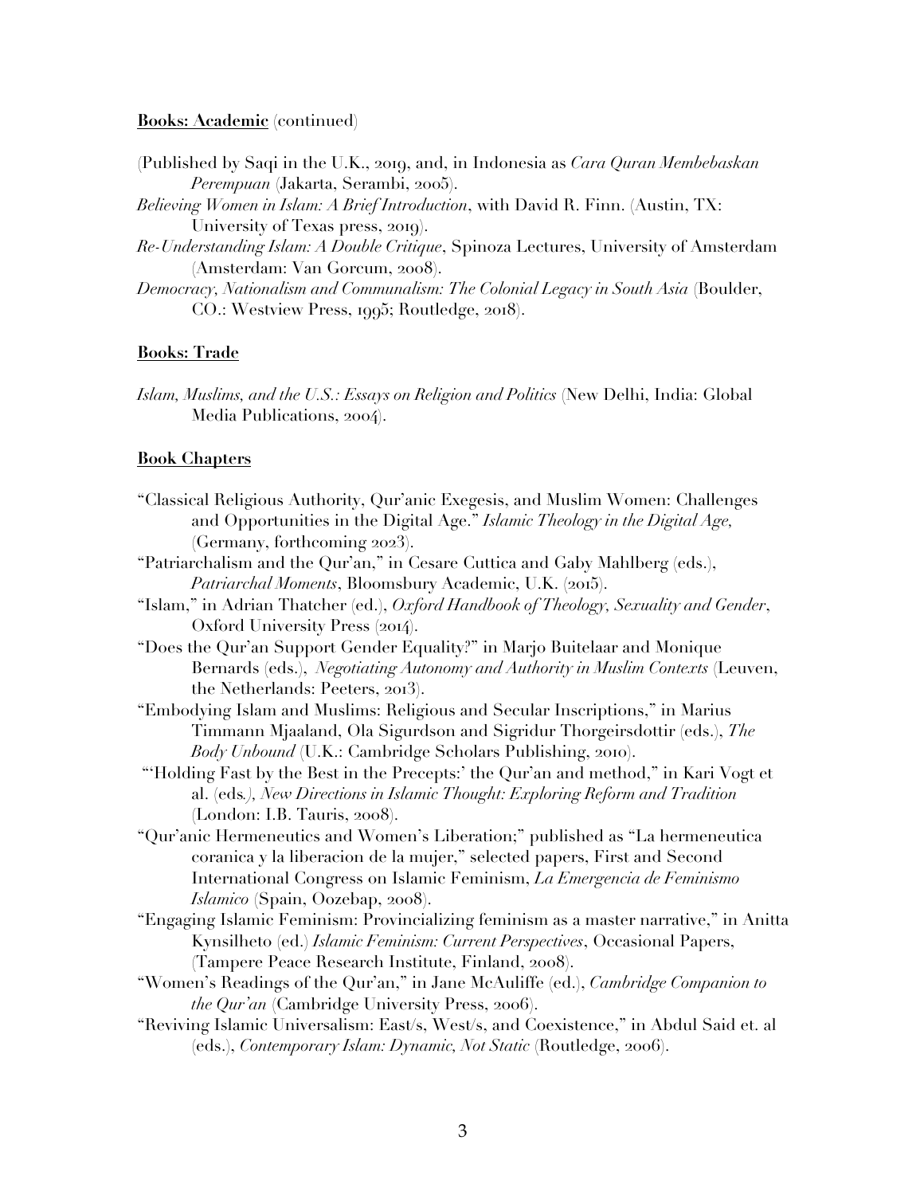**Books: Academic** (continued)

(Published by Saqi in the U.K., 2019, and, in Indonesia as *Cara Quran Membebaskan Perempuan* (Jakarta, Serambi, 2005).

*Believing Women in Islam: A Brief Introduction*, with David R. Finn. (Austin, TX: University of Texas press, 2019).

*Re-Understanding Islam: A Double Critique*, Spinoza Lectures, University of Amsterdam (Amsterdam: Van Gorcum, 2008).

*Democracy, Nationalism and Communalism: The Colonial Legacy in South Asia* (Boulder, CO.: Westview Press, 1995; Routledge, 2018).

**Books: Trade**

*Islam, Muslims, and the U.S.: Essays on Religion and Politics* (New Delhi, India: Global Media Publications, 2004).

**Book Chapters**

"Classical Religious Authority, Qur'anic Exegesis, and Muslim Women: Challenges and Opportunities in the Digital Age." *Islamic Theology in the Digital Age,* (Germany, forthcoming 2023).

"Patriarchalism and the Qur'an," in Cesare Cuttica and Gaby Mahlberg (eds.), *Patriarchal Moments*, Bloomsbury Academic, U.K. (2015).

"Islam," in Adrian Thatcher (ed.), *Oxford Handbook of Theology, Sexuality and Gender*, Oxford University Press (2014).

"Does the Qur'an Support Gender Equality?" in Marjo Buitelaar and Monique Bernards (eds.), *Negotiating Autonomy and Authority in Muslim Contexts* (Leuven, the Netherlands: Peeters, 2013).

"Embodying Islam and Muslims: Religious and Secular Inscriptions," in Marius Timmann Mjaaland, Ola Sigurdson and Sigridur Thorgeirsdottir (eds.), *The Body Unbound* (U.K.: Cambridge Scholars Publishing, 2010).

"'Holding Fast by the Best in the Precepts:' the Qur'an and method," in Kari Vogt et al. (eds*.), New Directions in Islamic Thought: Exploring Reform and Tradition* (London: I.B. Tauris, 2008).

"Qur'anic Hermeneutics and Women's Liberation;" published as "La hermeneutica coranica y la liberacion de la mujer," selected papers, First and Second International Congress on Islamic Feminism, *La Emergencia de Feminismo Islamico* (Spain, Oozebap, 2008).

"Engaging Islamic Feminism: Provincializing feminism as a master narrative," in Anitta Kynsilheto (ed.) *Islamic Feminism: Current Perspectives*, Occasional Papers, (Tampere Peace Research Institute, Finland, 2008).

"Women's Readings of the Qur'an," in Jane McAuliffe (ed.), *Cambridge Companion to the Qur'an* (Cambridge University Press, 2006).

"Reviving Islamic Universalism: East/s, West/s, and Coexistence," in Abdul Said et. al (eds.), *Contemporary Islam: Dynamic, Not Static* (Routledge, 2006).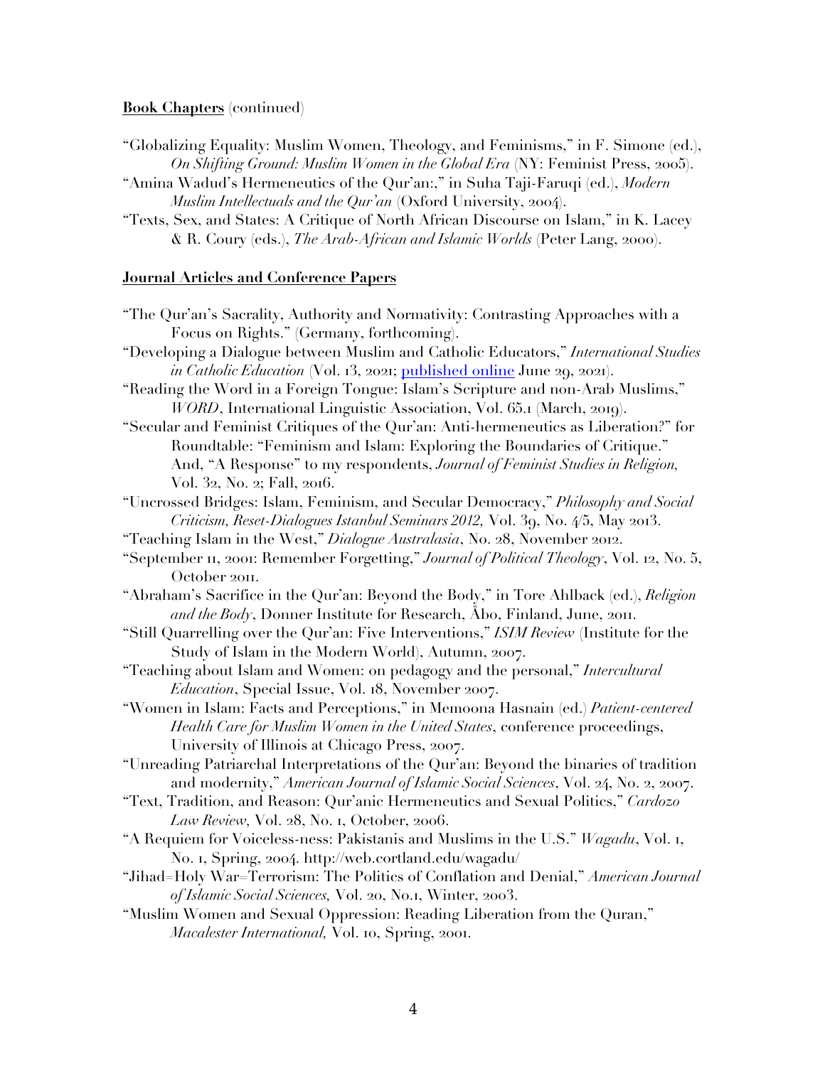**Book Chapters** (continued)

"Globalizing Equality: Muslim Women, Theology, and Feminisms," in F. Simone (ed.), *On Shifting Ground: Muslim Women in the Global Era* (NY: Feminist Press, 2005).

"Amina Wadud's Hermeneutics of the Qur'an:," in Suha Taji-Faruqi (ed.), *Modern Muslim Intellectuals and the Qur'an* (Oxford University, 2004).

"Texts, Sex, and States: A Critique of North African Discourse on Islam," in K. Lacey & R. Coury (eds.), *The Arab-African and Islamic Worlds* (Peter Lang, 2000).

**Journal Articles and Conference Papers**

"The Qur'an's Sacrality, Authority and Normativity: Contrasting Approaches with a Focus on Rights." (Germany, forthcoming).

"Developing a Dialogue between Muslim and Catholic Educators," *International Studies in Catholic Education* (Vol. 13, 2021; published online June 29, 2021).

"Reading the Word in a Foreign Tongue: Islam's Scripture and non-Arab Muslims," *WORD*, International Linguistic Association, Vol. 65.1 (March, 2019).

"Secular and Feminist Critiques of the Qur'an: Anti-hermeneutics as Liberation?" for Roundtable: "Feminism and Islam: Exploring the Boundaries of Critique." And, "A Response" to my respondents, *Journal of Feminist Studies in Religion*, Vol. 32, No. 2; Fall, 2016.

"Uncrossed Bridges: Islam, Feminism, and Secular Democracy," *Philosophy and Social Criticism, Reset-Dialogues Istanbul Seminars 2012,* Vol. 39, No. 4/5, May 2013.

"Teaching Islam in the West," *Dialogue Australasia*, No. 28, November 2012.

"September 11, 2001: Remember Forgetting," *Journal of Political Theology*, Vol. 12, No. 5, October 2011.

"Abraham's Sacrifice in the Qur'an: Beyond the Body," in Tore Ahlback (ed.), *Religion and the Body*, Donner Institute for Research, Åbo, Finland, June, 2011.

"Still Quarrelling over the Qur'an: Five Interventions," *ISIM Review* (Institute for the Study of Islam in the Modern World), Autumn, 2007.

"Teaching about Islam and Women: on pedagogy and the personal," *Intercultural Education*, Special Issue, Vol. 18, November 2007.

"Women in Islam: Facts and Perceptions," in Memoona Hasnain (ed.) *Patient-centered Health Care for Muslim Women in the United States*, conference proceedings, University of Illinois at Chicago Press, 2007.

"Unreading Patriarchal Interpretations of the Qur'an: Beyond the binaries of tradition and modernity," *American Journal of Islamic Social Sciences*, Vol. 24, No. 2, 2007.

"Text, Tradition, and Reason: Qur'anic Hermeneutics and Sexual Politics," *Cardozo Law Review*, Vol. 28, No. 1, October, 2006.

"A Requiem for Voiceless-ness: Pakistanis and Muslims in the U.S." *Wagadu*, Vol. 1, No. 1, Spring, 2004. http://web.cortland.edu/wagadu/

"Jihad=Holy War=Terrorism: The Politics of Conflation and Denial," *American Journal of Islamic Social Sciences,* Vol. 20, No.1, Winter, 2003.

"Muslim Women and Sexual Oppression: Reading Liberation from the Quran," *Macalester International,* Vol. 10, Spring, 2001.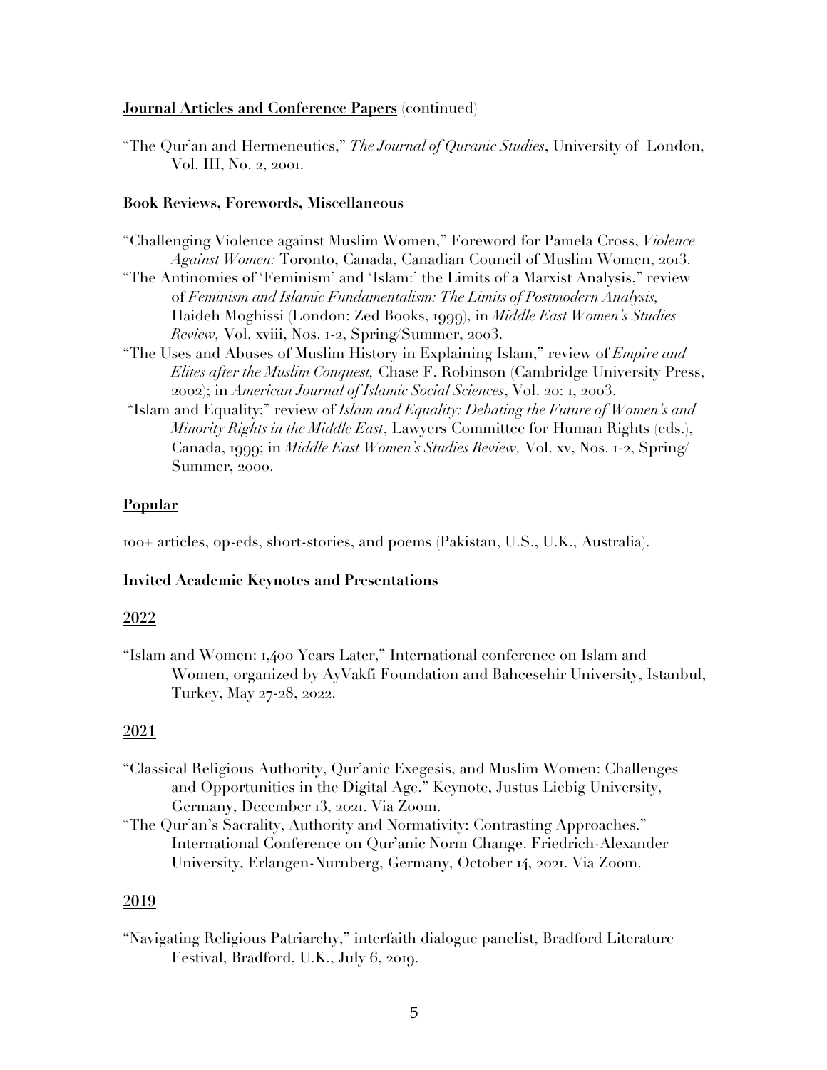**Journal Articles and Conference Papers** (continued)

"The Qur'an and Hermeneutics," *The Journal of Quranic Studies*, University of London, Vol. III, No. 2, 2001.

**Book Reviews, Forewords, Miscellaneous**

"Challenging Violence against Muslim Women," Foreword for Pamela Cross, *Violence Against Women:* Toronto, Canada, Canadian Council of Muslim Women, 2013.

"The Antinomies of 'Feminism' and 'Islam:' the Limits of a Marxist Analysis," review of *Feminism and Islamic Fundamentalism: The Limits of Postmodern Analysis,* Haideh Moghissi (London: Zed Books, 1999), in *Middle East Women's Studies Review,* Vol. xviii, Nos. 1-2, Spring/Summer, 2003.

"The Uses and Abuses of Muslim History in Explaining Islam," review of *Empire and Elites after the Muslim Conquest,* Chase F. Robinson (Cambridge University Press, 2002); in *American Journal of Islamic Social Sciences*, Vol. 20: 1, 2003.

"Islam and Equality;" review of *Islam and Equality: Debating the Future of Women's and Minority Rights in the Middle East*, Lawyers Committee for Human Rights (eds.), Canada, 1999; in *Middle East Women's Studies Review,* Vol. xv, Nos. 1-2, Spring/ Summer, 2000.

**Popular**

100+ articles, op-eds, short-stories, and poems (Pakistan, U.S., U.K., Australia).

**Invited Academic Keynotes and Presentations**

**2022**

"Islam and Women: 1,400 Years Later," International conference on Islam and Women, organized by AyVakfi Foundation and Bahcesehir University, Istanbul, Turkey, May 27-28, 2022.

**2021**

"Classical Religious Authority, Qur'anic Exegesis, and Muslim Women: Challenges and Opportunities in the Digital Age." Keynote, Justus Liebig University, Germany, December 13, 2021. Via Zoom.

"The Qur'an's Sacrality, Authority and Normativity: Contrasting Approaches." International Conference on Qur'anic Norm Change. Friedrich-Alexander University, Erlangen-Nurnberg, Germany, October 14, 2021. Via Zoom.

**2019**

"Navigating Religious Patriarchy," interfaith dialogue panelist, Bradford Literature Festival, Bradford, U.K., July 6, 2019.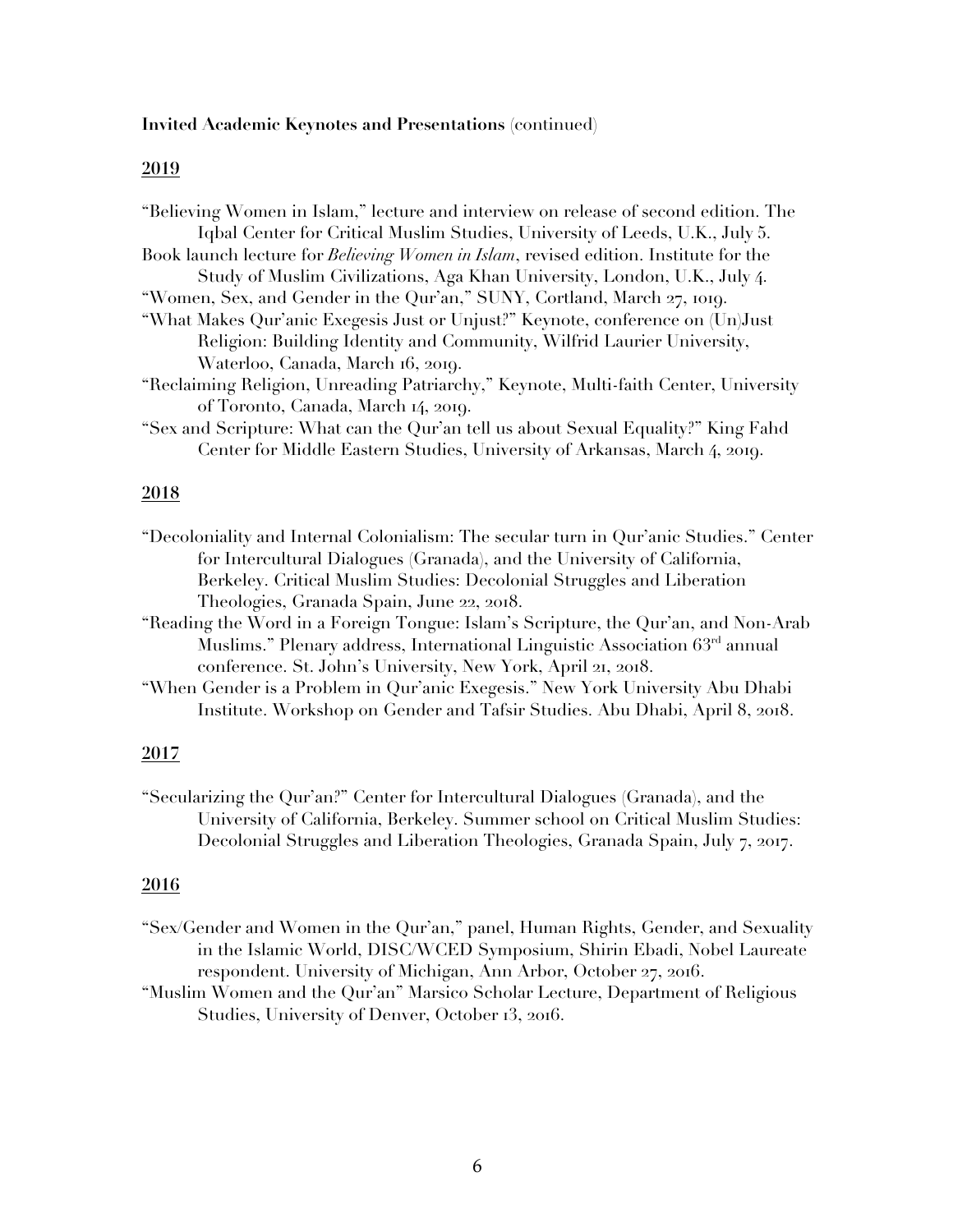**Invited Academic Keynotes and Presentations** (continued)

## 2019

"Believing Women in Islam," lecture and interview on release of second edition. The Iqbal Center for Critical Muslim Studies, University of Leeds, U.K., July 5.

Book launch lecture for *Believing Women in Islam*, revised edition. Institute for the Study of Muslim Civilizations, Aga Khan University, London, U.K., July 4.

"Women, Sex, and Gender in the Qur'an," SUNY, Cortland, March 27, 1019.

"What Makes Qur'anic Exegesis Just or Unjust?" Keynote, conference on (Un)Just Religion: Building Identity and Community, Wilfrid Laurier University, Waterloo, Canada, March 16, 2019.

"Reclaiming Religion, Unreading Patriarchy," Keynote, Multi-faith Center, University of Toronto, Canada, March 14, 2019.

"Sex and Scripture: What can the Qur'an tell us about Sexual Equality?" King Fahd Center for Middle Eastern Studies, University of Arkansas, March 4, 2019.

## 2018

"Decoloniality and Internal Colonialism: The secular turn in Qur'anic Studies." Center for Intercultural Dialogues (Granada), and the University of California, Berkeley. Critical Muslim Studies: Decolonial Struggles and Liberation Theologies, Granada Spain, June 22, 2018.

"Reading the Word in a Foreign Tongue: Islam's Scripture, the Qur'an, and Non-Arab Muslims." Plenary address, International Linguistic Association 63rd annual conference. St. John's University, New York, April 21, 2018.

"When Gender is a Problem in Qur'anic Exegesis." New York University Abu Dhabi Institute. Workshop on Gender and Tafsir Studies. Abu Dhabi, April 8, 2018.

## 2017

"Secularizing the Qur'an?" Center for Intercultural Dialogues (Granada), and the University of California, Berkeley. Summer school on Critical Muslim Studies: Decolonial Struggles and Liberation Theologies, Granada Spain, July 7, 2017.

## 2016

"Sex/Gender and Women in the Qur'an," panel, Human Rights, Gender, and Sexuality in the Islamic World, DISC/WCED Symposium, Shirin Ebadi, Nobel Laureate respondent. University of Michigan, Ann Arbor, October 27, 2016.

"Muslim Women and the Qur'an" Marsico Scholar Lecture, Department of Religious Studies, University of Denver, October 13, 2016.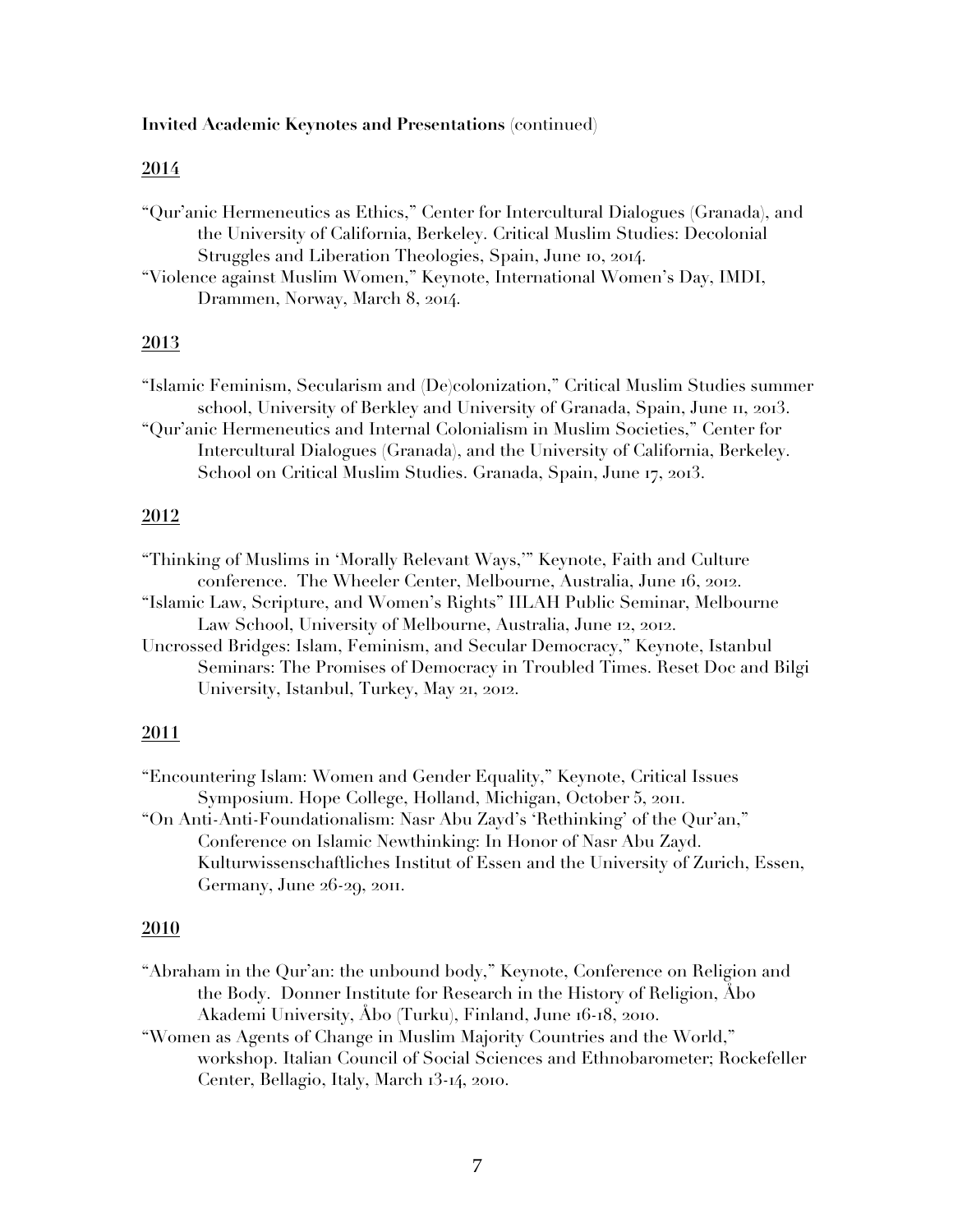**Invited Academic Keynotes and Presentations** (continued)

## 2014

"Qur'anic Hermeneutics as Ethics," Center for Intercultural Dialogues (Granada), and the University of California, Berkeley. Critical Muslim Studies: Decolonial Struggles and Liberation Theologies, Spain, June 10, 2014.

"Violence against Muslim Women," Keynote, International Women's Day, IMDI, Drammen, Norway, March 8, 2014.

## 2013

"Islamic Feminism, Secularism and (De)colonization," Critical Muslim Studies summer school, University of Berkley and University of Granada, Spain, June 11, 2013.

"Qur'anic Hermeneutics and Internal Colonialism in Muslim Societies," Center for Intercultural Dialogues (Granada), and the University of California, Berkeley. School on Critical Muslim Studies. Granada, Spain, June 17, 2013.

## 2012

"Thinking of Muslims in 'Morally Relevant Ways,'" Keynote, Faith and Culture conference. The Wheeler Center, Melbourne, Australia, June 16, 2012.

"Islamic Law, Scripture, and Women's Rights" IILAH Public Seminar, Melbourne Law School, University of Melbourne, Australia, June 12, 2012.

Uncrossed Bridges: Islam, Feminism, and Secular Democracy," Keynote, Istanbul Seminars: The Promises of Democracy in Troubled Times. Reset Doc and Bilgi University, Istanbul, Turkey, May 21, 2012.

## 2011

"Encountering Islam: Women and Gender Equality," Keynote, Critical Issues Symposium. Hope College, Holland, Michigan, October 5, 2011.

"On Anti-Anti-Foundationalism: Nasr Abu Zayd's 'Rethinking' of the Qur'an," Conference on Islamic Newthinking: In Honor of Nasr Abu Zayd. Kulturwissenschaftliches Institut of Essen and the University of Zurich, Essen, Germany, June 26-29, 2011.

## 2010

"Abraham in the Qur'an: the unbound body," Keynote, Conference on Religion and the Body. Donner Institute for Research in the History of Religion, Åbo Akademi University, Åbo (Turku), Finland, June 16-18, 2010.

"Women as Agents of Change in Muslim Majority Countries and the World," workshop. Italian Council of Social Sciences and Ethnobarometer; Rockefeller Center, Bellagio, Italy, March 13-14, 2010.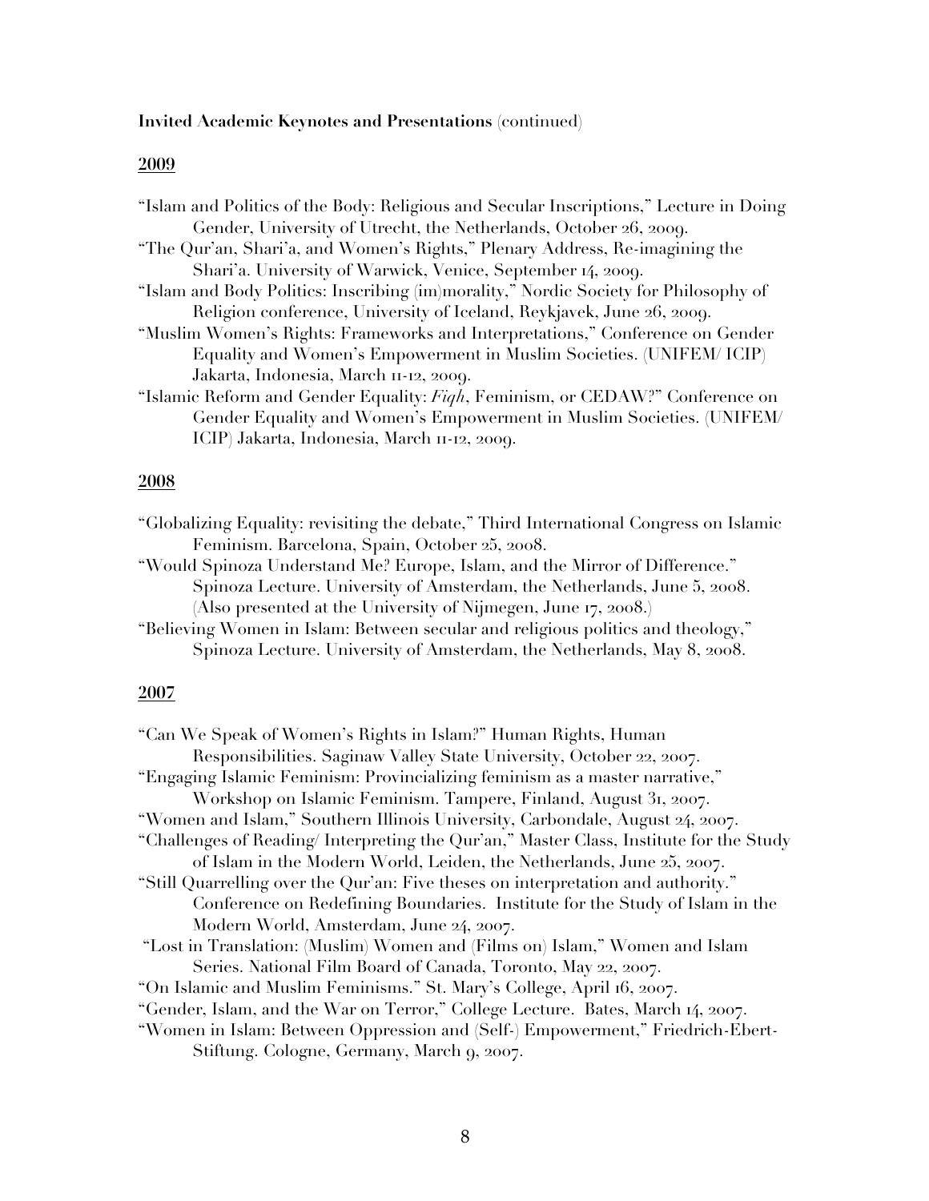**Invited Academic Keynotes and Presentations** (continued)

## 2009

- "Islam and Politics of the Body: Religious and Secular Inscriptions," Lecture in Doing Gender, University of Utrecht, the Netherlands, October 26, 2009.
- "The Qur'an, Shari'a, and Women's Rights," Plenary Address, Re-imagining the Shari'a. University of Warwick, Venice, September 14, 2009.
- "Islam and Body Politics: Inscribing (im)morality," Nordic Society for Philosophy of Religion conference, University of Iceland, Reykjavek, June 26, 2009.
- "Muslim Women's Rights: Frameworks and Interpretations," Conference on Gender Equality and Women's Empowerment in Muslim Societies. (UNIFEM/ ICIP) Jakarta, Indonesia, March 11-12, 2009.
- "Islamic Reform and Gender Equality: *Fiqh*, Feminism, or CEDAW?" Conference on Gender Equality and Women's Empowerment in Muslim Societies. (UNIFEM/ ICIP) Jakarta, Indonesia, March 11-12, 2009.

## 2008

- "Globalizing Equality: revisiting the debate," Third International Congress on Islamic Feminism. Barcelona, Spain, October 25, 2008.
- "Would Spinoza Understand Me? Europe, Islam, and the Mirror of Difference." Spinoza Lecture. University of Amsterdam, the Netherlands, June 5, 2008. (Also presented at the University of Nijmegen, June 17, 2008.)
- "Believing Women in Islam: Between secular and religious politics and theology," Spinoza Lecture. University of Amsterdam, the Netherlands, May 8, 2008.

## 2007

- "Can We Speak of Women's Rights in Islam?" Human Rights, Human Responsibilities. Saginaw Valley State University, October 22, 2007.
- "Engaging Islamic Feminism: Provincializing feminism as a master narrative," Workshop on Islamic Feminism. Tampere, Finland, August 31, 2007.
- "Women and Islam," Southern Illinois University, Carbondale, August 24, 2007.
- "Challenges of Reading/ Interpreting the Qur'an," Master Class, Institute for the Study of Islam in the Modern World, Leiden, the Netherlands, June 25, 2007.
- "Still Quarrelling over the Qur'an: Five theses on interpretation and authority." Conference on Redefining Boundaries. Institute for the Study of Islam in the Modern World, Amsterdam, June 24, 2007.
- "Lost in Translation: (Muslim) Women and (Films on) Islam," Women and Islam Series. National Film Board of Canada, Toronto, May 22, 2007.
- "On Islamic and Muslim Feminisms." St. Mary's College, April 16, 2007.
- "Gender, Islam, and the War on Terror," College Lecture. Bates, March 14, 2007.
- "Women in Islam: Between Oppression and (Self-) Empowerment," Friedrich-Ebert-Stiftung. Cologne, Germany, March 9, 2007.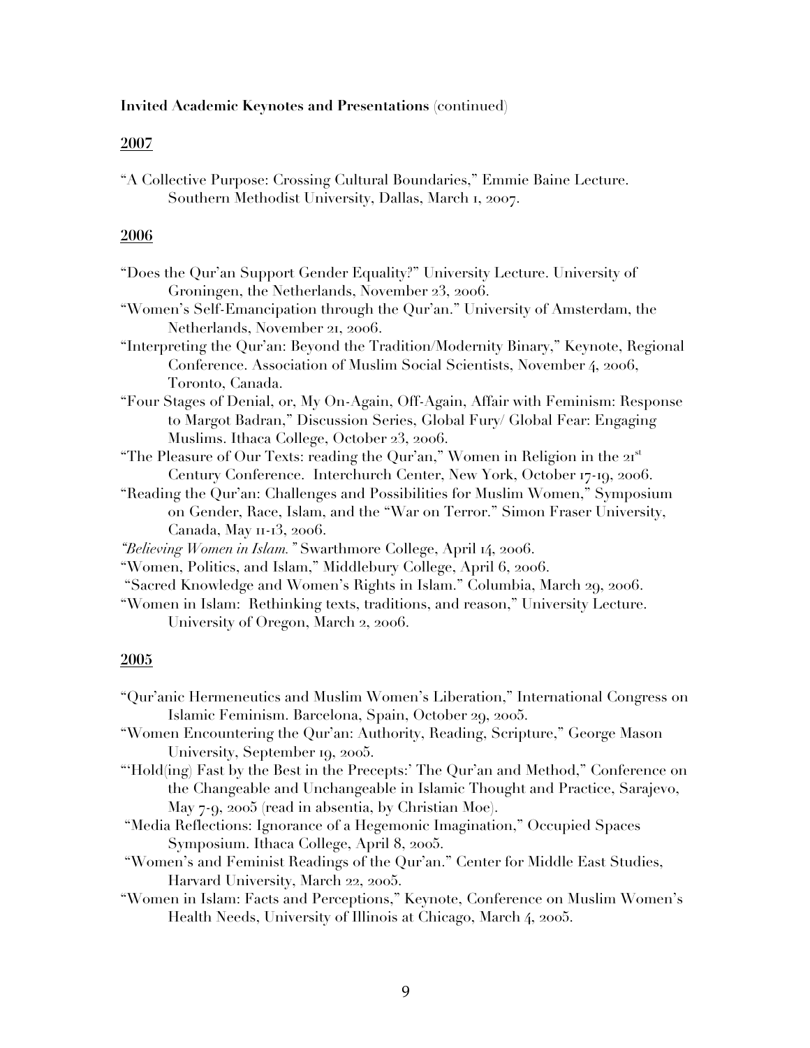**Invited Academic Keynotes and Presentations** (continued)

**2007**

"A Collective Purpose: Crossing Cultural Boundaries," Emmie Baine Lecture. Southern Methodist University, Dallas, March 1, 2007.

**2006**

"Does the Qur'an Support Gender Equality?" University Lecture. University of Groningen, the Netherlands, November 23, 2006.

"Women's Self-Emancipation through the Qur'an." University of Amsterdam, the Netherlands, November 21, 2006.

"Interpreting the Qur'an: Beyond the Tradition/Modernity Binary," Keynote, Regional Conference. Association of Muslim Social Scientists, November 4, 2006, Toronto, Canada.

"Four Stages of Denial, or, My On-Again, Off-Again, Affair with Feminism: Response to Margot Badran," Discussion Series, Global Fury/ Global Fear: Engaging Muslims. Ithaca College, October 23, 2006.

"The Pleasure of Our Texts: reading the Qur'an," Women in Religion in the 21st Century Conference. Interchurch Center, New York, October 17-19, 2006.

"Reading the Qur'an: Challenges and Possibilities for Muslim Women," Symposium on Gender, Race, Islam, and the "War on Terror." Simon Fraser University, Canada, May 11-13, 2006.

*"Believing Women in Islam."* Swarthmore College, April 14, 2006.

"Women, Politics, and Islam," Middlebury College, April 6, 2006.

"Sacred Knowledge and Women's Rights in Islam." Columbia, March 29, 2006.

"Women in Islam: Rethinking texts, traditions, and reason," University Lecture. University of Oregon, March 2, 2006.

**2005**

"Qur'anic Hermeneutics and Muslim Women's Liberation," International Congress on Islamic Feminism. Barcelona, Spain, October 29, 2005.

"Women Encountering the Qur'an: Authority, Reading, Scripture," George Mason University, September 19, 2005.

"'Hold(ing) Fast by the Best in the Precepts:' The Qur'an and Method," Conference on the Changeable and Unchangeable in Islamic Thought and Practice, Sarajevo, May 7-9, 2005 (read in absentia, by Christian Moe).

"Media Reflections: Ignorance of a Hegemonic Imagination," Occupied Spaces Symposium. Ithaca College, April 8, 2005.

"Women's and Feminist Readings of the Qur'an." Center for Middle East Studies, Harvard University, March 22, 2005.

"Women in Islam: Facts and Perceptions," Keynote, Conference on Muslim Women's Health Needs, University of Illinois at Chicago, March 4, 2005.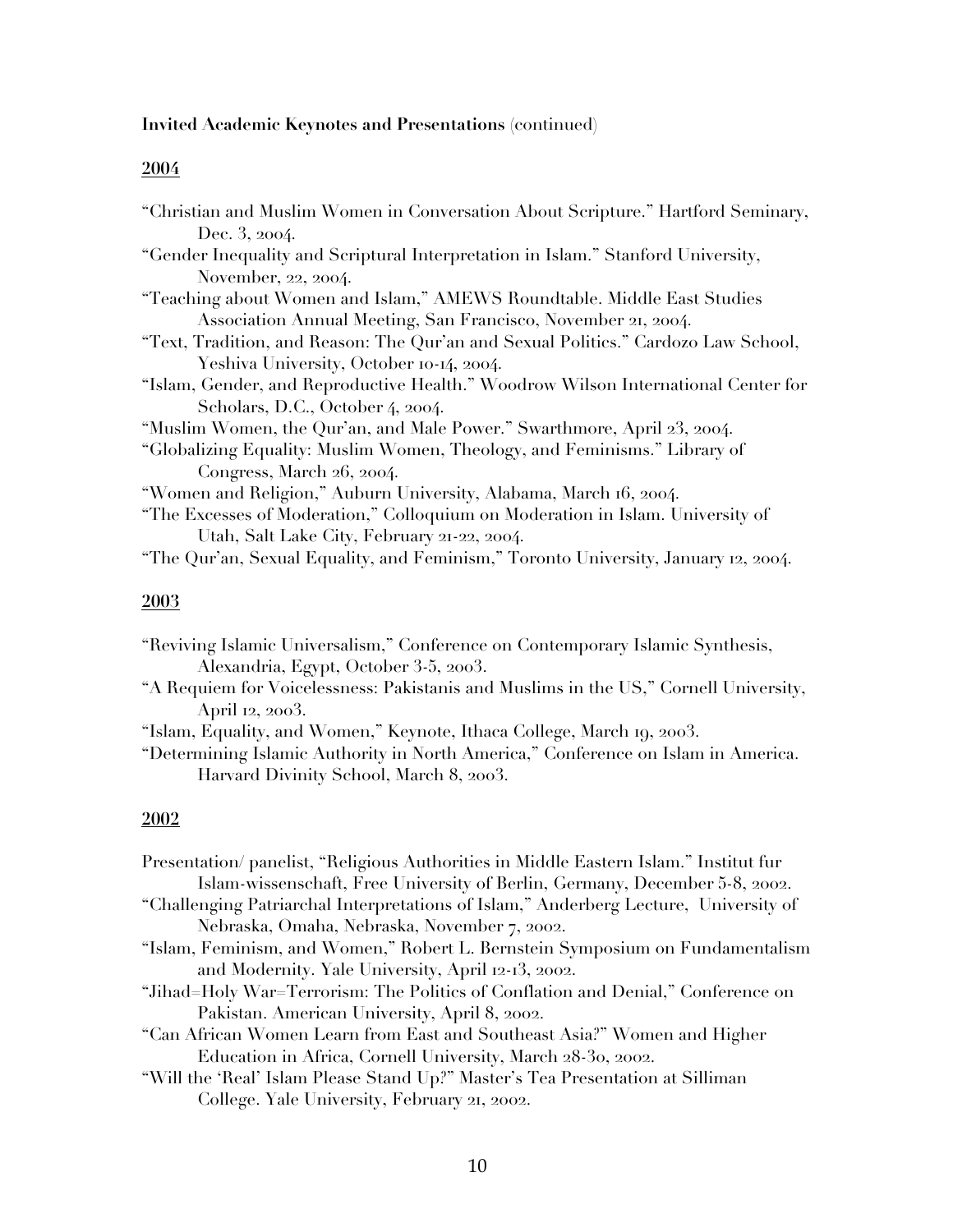**Invited Academic Keynotes and Presentations** (continued)

## 2004

“Christian and Muslim Women in Conversation About Scripture.” Hartford Seminary, Dec. 3, 2004.

“Gender Inequality and Scriptural Interpretation in Islam.” Stanford University, November, 22, 2004.

“Teaching about Women and Islam,” AMEWS Roundtable. Middle East Studies Association Annual Meeting, San Francisco, November 21, 2004.

“Text, Tradition, and Reason: The Qur’an and Sexual Politics.” Cardozo Law School, Yeshiva University, October 10-14, 2004.

“Islam, Gender, and Reproductive Health.” Woodrow Wilson International Center for Scholars, D.C., October 4, 2004.

“Muslim Women, the Qur’an, and Male Power.” Swarthmore, April 23, 2004.

“Globalizing Equality: Muslim Women, Theology, and Feminisms.” Library of Congress, March 26, 2004.

“Women and Religion,” Auburn University, Alabama, March 16, 2004.

“The Excesses of Moderation,” Colloquium on Moderation in Islam. University of Utah, Salt Lake City, February 21-22, 2004.

“The Qur’an, Sexual Equality, and Feminism,” Toronto University, January 12, 2004.

## 2003

“Reviving Islamic Universalism,” Conference on Contemporary Islamic Synthesis, Alexandria, Egypt, October 3-5, 2003.

“A Requiem for Voicelessness: Pakistanis and Muslims in the US,” Cornell University, April 12, 2003.

“Islam, Equality, and Women,” Keynote, Ithaca College, March 19, 2003.

“Determining Islamic Authority in North America,” Conference on Islam in America. Harvard Divinity School, March 8, 2003.

## 2002

Presentation/ panelist, “Religious Authorities in Middle Eastern Islam.” Institut fur Islam-wissenschaft, Free University of Berlin, Germany, December 5-8, 2002.

“Challenging Patriarchal Interpretations of Islam,” Anderberg Lecture, University of Nebraska, Omaha, Nebraska, November 7, 2002.

“Islam, Feminism, and Women,” Robert L. Bernstein Symposium on Fundamentalism and Modernity. Yale University, April 12-13, 2002.

“Jihad=Holy War=Terrorism: The Politics of Conflation and Denial,” Conference on Pakistan. American University, April 8, 2002.

“Can African Women Learn from East and Southeast Asia?” Women and Higher Education in Africa, Cornell University, March 28-30, 2002.

“Will the ‘Real’ Islam Please Stand Up?” Master’s Tea Presentation at Silliman College. Yale University, February 21, 2002.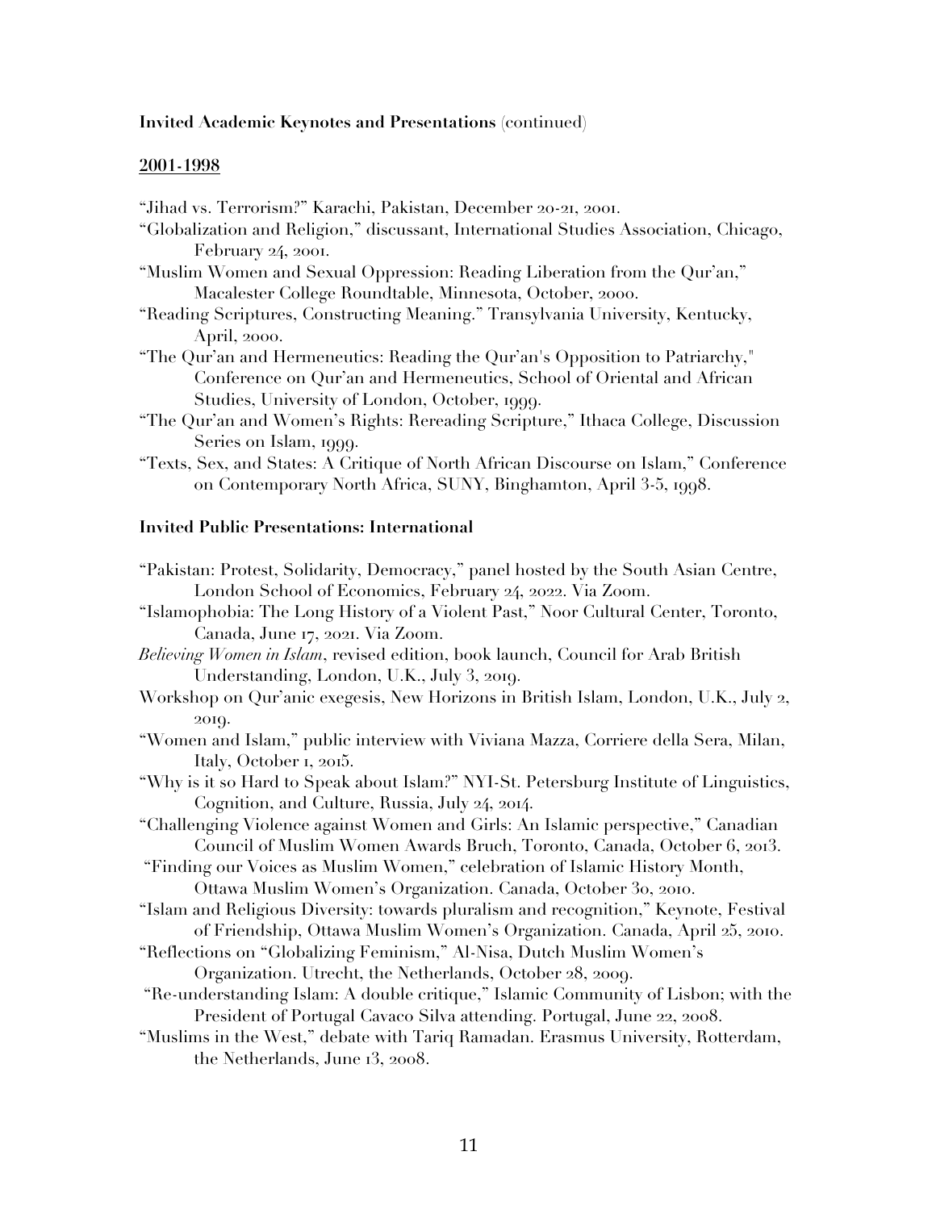**Invited Academic Keynotes and Presentations** (continued)

**2001-1998**

"Jihad vs. Terrorism?" Karachi, Pakistan, December 20-21, 2001.

"Globalization and Religion," discussant, International Studies Association, Chicago, February 24, 2001.

"Muslim Women and Sexual Oppression: Reading Liberation from the Qur'an," Macalester College Roundtable, Minnesota, October, 2000.

"Reading Scriptures, Constructing Meaning." Transylvania University, Kentucky, April, 2000.

"The Qur'an and Hermeneutics: Reading the Qur'an's Opposition to Patriarchy," Conference on Qur'an and Hermeneutics, School of Oriental and African Studies, University of London, October, 1999.

"The Qur'an and Women's Rights: Rereading Scripture," Ithaca College, Discussion Series on Islam, 1999.

"Texts, Sex, and States: A Critique of North African Discourse on Islam," Conference on Contemporary North Africa, SUNY, Binghamton, April 3-5, 1998.

**Invited Public Presentations: International**

"Pakistan: Protest, Solidarity, Democracy," panel hosted by the South Asian Centre, London School of Economics, February 24, 2022. Via Zoom.

"Islamophobia: The Long History of a Violent Past," Noor Cultural Center, Toronto, Canada, June 17, 2021. Via Zoom.

*Believing Women in Islam*, revised edition, book launch, Council for Arab British Understanding, London, U.K., July 3, 2019.

Workshop on Qur'anic exegesis, New Horizons in British Islam, London, U.K., July 2, 2019.

"Women and Islam," public interview with Viviana Mazza, Corriere della Sera, Milan, Italy, October 1, 2015.

"Why is it so Hard to Speak about Islam?" NYI-St. Petersburg Institute of Linguistics, Cognition, and Culture, Russia, July 24, 2014.

"Challenging Violence against Women and Girls: An Islamic perspective," Canadian Council of Muslim Women Awards Bruch, Toronto, Canada, October 6, 2013.

"Finding our Voices as Muslim Women," celebration of Islamic History Month, Ottawa Muslim Women's Organization. Canada, October 30, 2010.

"Islam and Religious Diversity: towards pluralism and recognition," Keynote, Festival of Friendship, Ottawa Muslim Women's Organization. Canada, April 25, 2010.

"Reflections on "Globalizing Feminism," Al-Nisa, Dutch Muslim Women's Organization. Utrecht, the Netherlands, October 28, 2009.

"Re-understanding Islam: A double critique," Islamic Community of Lisbon; with the President of Portugal Cavaco Silva attending. Portugal, June 22, 2008.

"Muslims in the West," debate with Tariq Ramadan. Erasmus University, Rotterdam, the Netherlands, June 13, 2008.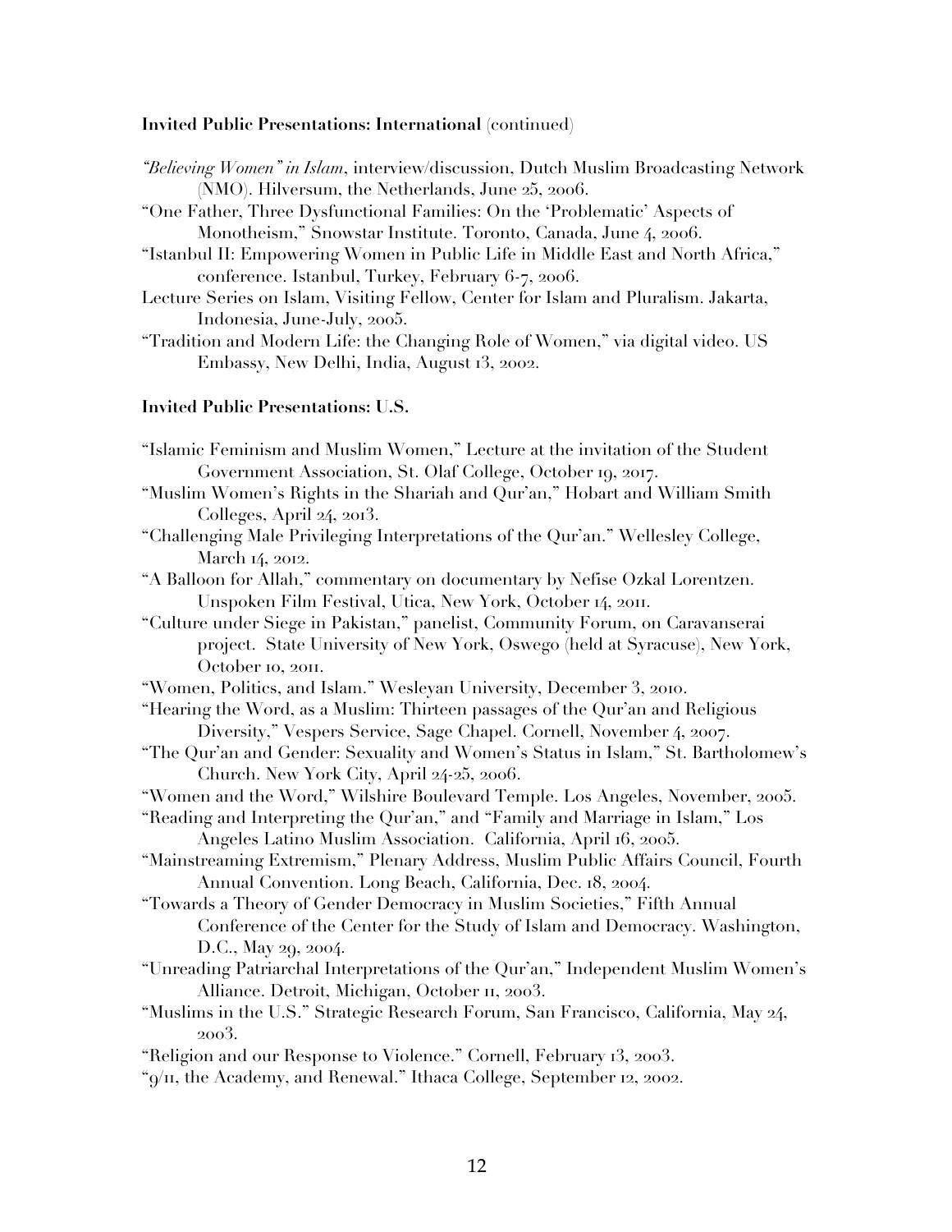**Invited Public Presentations: International** (continued)

*"Believing Women" in Islam*, interview/discussion, Dutch Muslim Broadcasting Network (NMO). Hilversum, the Netherlands, June 25, 2006.

"One Father, Three Dysfunctional Families: On the 'Problematic' Aspects of Monotheism," Snowstar Institute. Toronto, Canada, June 4, 2006.

"Istanbul II: Empowering Women in Public Life in Middle East and North Africa," conference. Istanbul, Turkey, February 6-7, 2006.

Lecture Series on Islam, Visiting Fellow, Center for Islam and Pluralism. Jakarta, Indonesia, June-July, 2005.

"Tradition and Modern Life: the Changing Role of Women," via digital video. US Embassy, New Delhi, India, August 13, 2002.

**Invited Public Presentations: U.S.**

"Islamic Feminism and Muslim Women," Lecture at the invitation of the Student Government Association, St. Olaf College, October 19, 2017.

"Muslim Women's Rights in the Shariah and Qur'an," Hobart and William Smith Colleges, April 24, 2013.

"Challenging Male Privileging Interpretations of the Qur'an." Wellesley College, March 14, 2012.

"A Balloon for Allah," commentary on documentary by Nefise Ozkal Lorentzen. Unspoken Film Festival, Utica, New York, October 14, 2011.

"Culture under Siege in Pakistan," panelist, Community Forum, on Caravanserai project. State University of New York, Oswego (held at Syracuse), New York, October 10, 2011.

"Women, Politics, and Islam." Wesleyan University, December 3, 2010.

"Hearing the Word, as a Muslim: Thirteen passages of the Qur'an and Religious Diversity," Vespers Service, Sage Chapel. Cornell, November 4, 2007.

"The Qur'an and Gender: Sexuality and Women's Status in Islam," St. Bartholomew's Church. New York City, April 24-25, 2006.

"Women and the Word," Wilshire Boulevard Temple. Los Angeles, November, 2005.

"Reading and Interpreting the Qur'an," and "Family and Marriage in Islam," Los Angeles Latino Muslim Association. California, April 16, 2005.

"Mainstreaming Extremism," Plenary Address, Muslim Public Affairs Council, Fourth Annual Convention. Long Beach, California, Dec. 18, 2004.

"Towards a Theory of Gender Democracy in Muslim Societies," Fifth Annual Conference of the Center for the Study of Islam and Democracy. Washington, D.C., May 29, 2004.

"Unreading Patriarchal Interpretations of the Qur'an," Independent Muslim Women's Alliance. Detroit, Michigan, October 11, 2003.

"Muslims in the U.S." Strategic Research Forum, San Francisco, California, May 24, 2003.

"Religion and our Response to Violence." Cornell, February 13, 2003.

"9/11, the Academy, and Renewal." Ithaca College, September 12, 2002.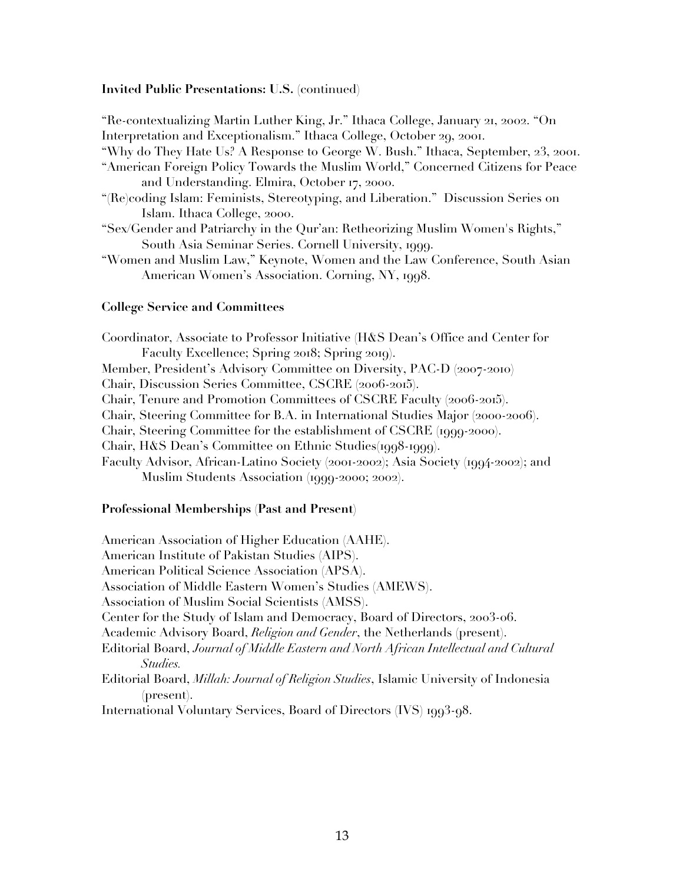**Invited Public Presentations: U.S.** (continued)

"Re-contextualizing Martin Luther King, Jr." Ithaca College, January 21, 2002. "On Interpretation and Exceptionalism." Ithaca College, October 29, 2001.

"Why do They Hate Us? A Response to George W. Bush." Ithaca, September, 23, 2001.

"American Foreign Policy Towards the Muslim World," Concerned Citizens for Peace and Understanding. Elmira, October 17, 2000.

"(Re)coding Islam: Feminists, Stereotyping, and Liberation." Discussion Series on Islam. Ithaca College, 2000.

"Sex/Gender and Patriarchy in the Qur'an: Retheorizing Muslim Women's Rights," South Asia Seminar Series. Cornell University, 1999.

"Women and Muslim Law," Keynote, Women and the Law Conference, South Asian American Women's Association. Corning, NY, 1998.

**College Service and Committees**

Coordinator, Associate to Professor Initiative (H&S Dean's Office and Center for Faculty Excellence; Spring 2018; Spring 2019).

Member, President's Advisory Committee on Diversity, PAC-D (2007-2010)

Chair, Discussion Series Committee, CSCRE (2006-2015).

Chair, Tenure and Promotion Committees of CSCRE Faculty (2006-2015).

Chair, Steering Committee for B.A. in International Studies Major (2000-2006).

Chair, Steering Committee for the establishment of CSCRE (1999-2000).

Chair, H&S Dean's Committee on Ethnic Studies(1998-1999).

Faculty Advisor, African-Latino Society (2001-2002); Asia Society (1994-2002); and Muslim Students Association (1999-2000; 2002).

**Professional Memberships (Past and Present)**

American Association of Higher Education (AAHE).

American Institute of Pakistan Studies (AIPS).

American Political Science Association (APSA).

Association of Middle Eastern Women's Studies (AMEWS).

Association of Muslim Social Scientists (AMSS).

Center for the Study of Islam and Democracy, Board of Directors, 2003-06.

Academic Advisory Board, *Religion and Gender*, the Netherlands (present).

Editorial Board, *Journal of Middle Eastern and North African Intellectual and Cultural Studies.*

Editorial Board, *Millah: Journal of Religion Studies*, Islamic University of Indonesia (present).

International Voluntary Services, Board of Directors (IVS) 1993-98.